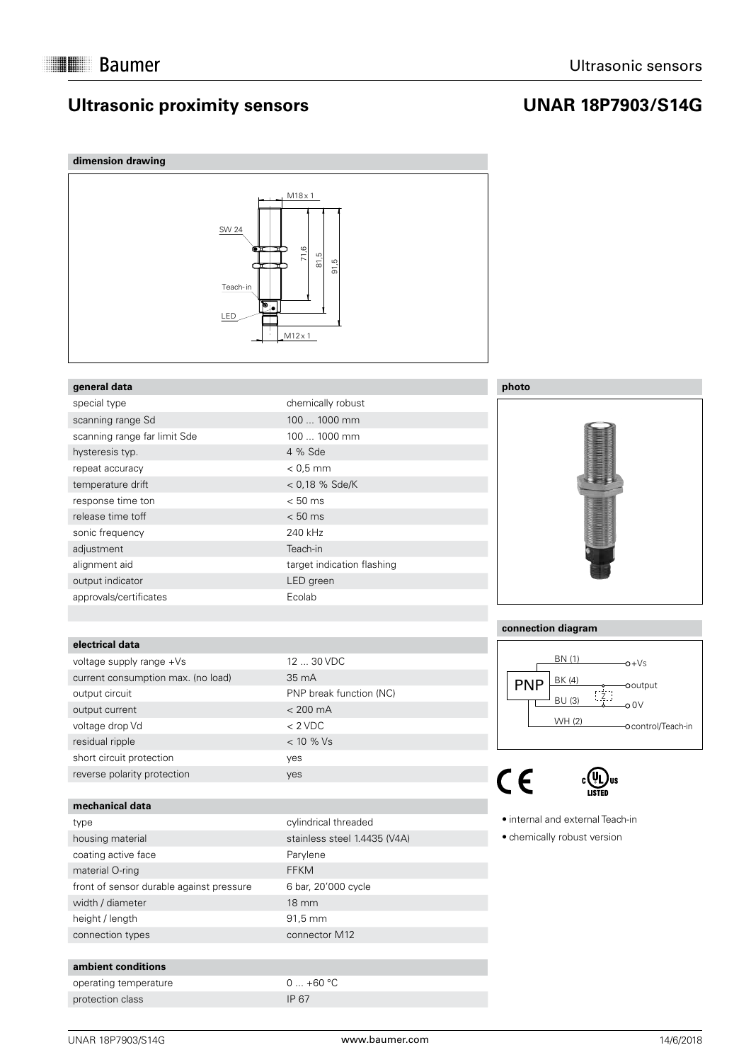# Ultrasonic proximity sensors

# UNAR 18P7903/S14G

## dimension drawing

M18 x 1

SW 24

71,6

81,5

91,5

Teach-in

LED

M12 x 1

## general data

| general data | |
|---|---|
| special type | chemically robust |
| scanning range Sd | 100 ... 1000 mm |
| scanning range far limit Sde | 100 ... 1000 mm |
| hysteresis typ. | 4 % Sde |
| repeat accuracy | < 0,5 mm |
| temperature drift | < 0,18 % Sde/K |
| response time ton | < 50 ms |
| release time toff | < 50 ms |
| sonic frequency | 240 kHz |
| adjustment | Teach-in |
| alignment aid | target indication flashing |
| output indicator | LED green |
| approvals/certificates | Ecolab |

## electrical data

| electrical data | |
|---|---|
| voltage supply range +Vs | 12 ... 30 VDC |
| current consumption max. (no load) | 35 mA |
| output circuit | PNP break function (NC) |
| output current | < 200 mA |
| voltage drop Vd | < 2 VDC |
| residual ripple | < 10 % Vs |
| short circuit protection | yes |
| reverse polarity protection | yes |

## mechanical data

| mechanical data | |
|---|---|
| type | cylindrical threaded |
| housing material | stainless steel 1.4435 (V4A) |
| coating active face | Parylene |
| material O-ring | FFKM |
| front of sensor durable against pressure | 6 bar, 20'000 cycle |
| width / diameter | 18 mm |
| height / length | 91,5 mm |
| connection types | connector M12 |

## ambient conditions

| ambient conditions | |
|---|---|
| operating temperature | 0 ... +60 °C |
| protection class | IP 67 |

## photo

## connection diagram

PNP

BN (1) — +Vs

BK (4) — output

BU (3) — 0V

WH (2) — control/Teach-in

Z

- internal and external Teach-in
- chemically robust version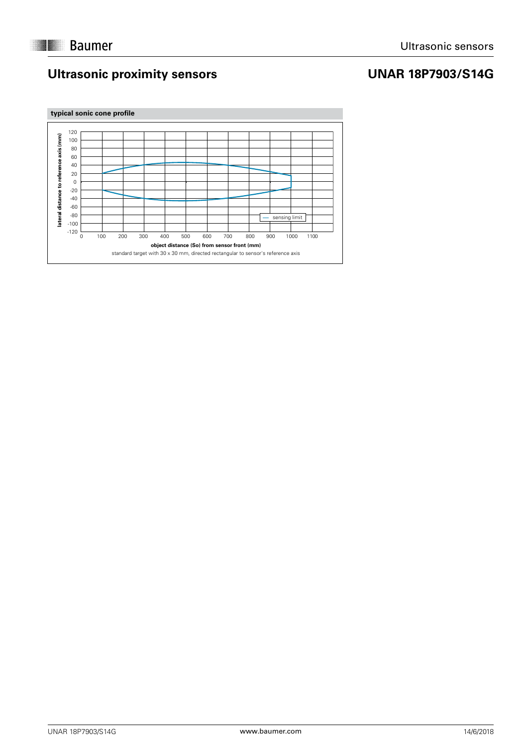# Ultrasonic proximity sensors

# UNAR 18P7903/S14G

**typical sonic cone profile**

120
100
80
60
40
20
0
-20
-40
-60
-80
-100
-120

lateral distance to reference axis (mm)

0 100 200 300 400 500 600 700 800 900 1000 1100

object distance (So) from sensor front (mm)

— sensing limit

standard target with 30 x 30 mm, directed rectangular to sensor's reference axis